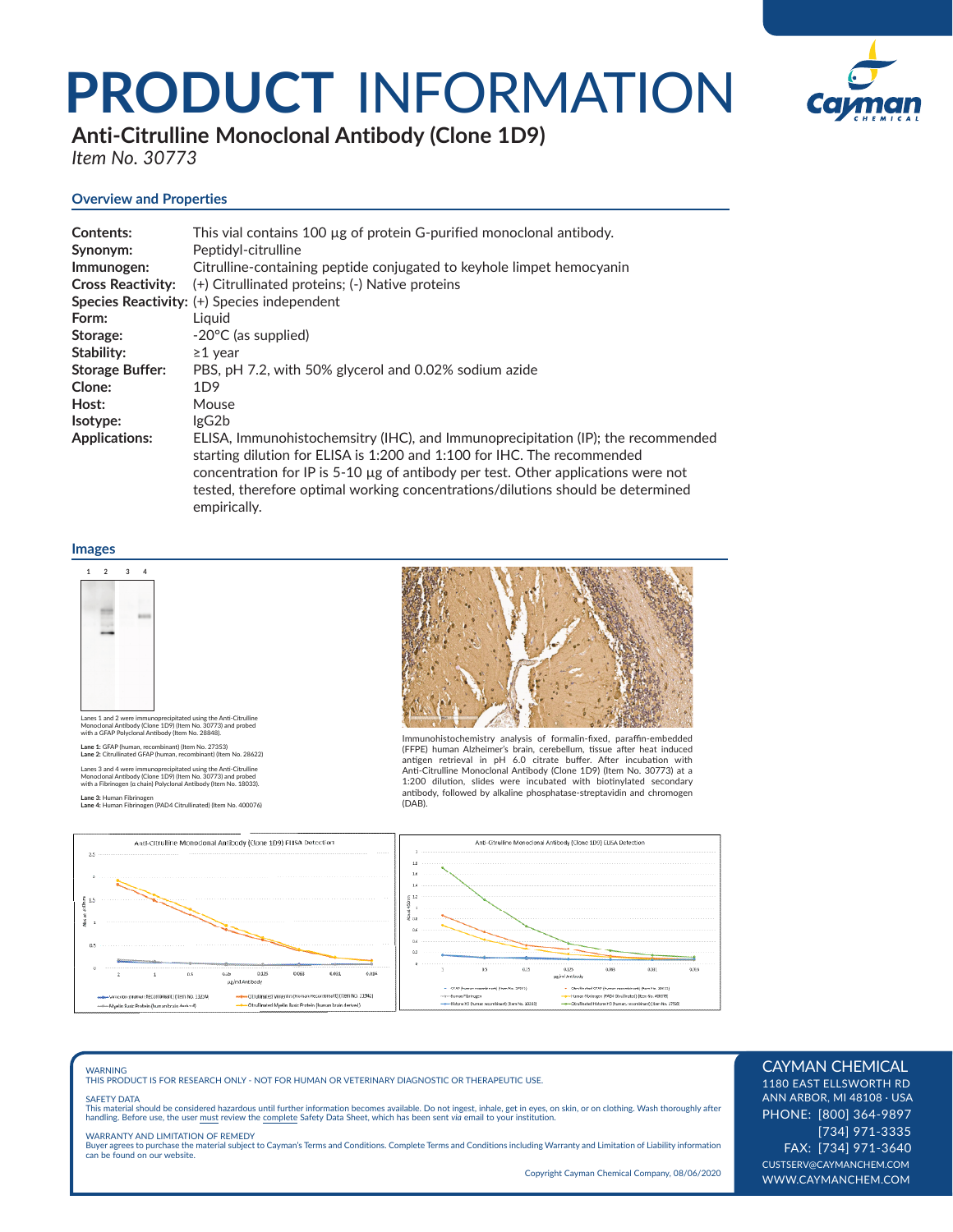# PRODUCT INFORMATION

## Anti-Citrulline Monoclonal Antibody (Clone 1D9)

*Item No. 30773*

### Overview and Properties

| | |
|---|---|
| **Contents:** | This vial contains 100 µg of protein G-purified monoclonal antibody. |
| **Synonym:** | Peptidyl-citrulline |
| **Immunogen:** | Citrulline-containing peptide conjugated to keyhole limpet hemocyanin |
| **Cross Reactivity:** | (+) Citrullinated proteins; (-) Native proteins |
| **Species Reactivity:** | (+) Species independent |
| **Form:** | Liquid |
| **Storage:** | -20°C (as supplied) |
| **Stability:** | ≥1 year |
| **Storage Buffer:** | PBS, pH 7.2, with 50% glycerol and 0.02% sodium azide |
| **Clone:** | 1D9 |
| **Host:** | Mouse |
| **Isotype:** | IgG2b |
| **Applications:** | ELISA, Immunohistochemsitry (IHC), and Immunoprecipitation (IP); the recommended starting dilution for ELISA is 1:200 and 1:100 for IHC. The recommended concentration for IP is 5-10 µg of antibody per test. Other applications were not tested, therefore optimal working concentrations/dilutions should be determined empirically. |

### Images

1 2 3 4

Lanes 1 and 2 were immunoprecipitated using the Anti-Citrulline Monoclonal Antibody (Clone 1D9) (Item No. 30773) and probed with a GFAP Polyclonal Antibody (Item No. 28848).

**Lane 1:** GFAP (human, recombinant) (Item No. 27353)
**Lane 2:** Citrullinated GFAP (human, recombinant) (Item No. 28622)

Lanes 3 and 4 were immunoprecipitated using the Anti-Citrulline Monoclonal Antibody (Clone 1D9) (Item No. 30773) and probed with a Fibrinogen (α chain) Polyclonal Antibody (Item No. 18033).

**Lane 3:** Human Fibrinogen
**Lane 4:** Human Fibrinogen (PAD4 Citrullinated) (Item No. 400076)

Immunohistochemistry analysis of formalin-fixed, paraffin-embedded (FFPE) human Alzheimer's brain, cerebellum, tissue after heat induced antigen retrieval in pH 6.0 citrate buffer. After incubation with Anti-Citrulline Monoclonal Antibody (Clone 1D9) (Item No. 30773) at a 1:200 dilution, slides were incubated with biotinylated secondary antibody, followed by alkaline phosphatase-streptavidin and chromogen (DAB).

Anti-Citrulline Monoclonal Antibody (Clone 1D9) ELISA Detection

Abs at 450nm

2.5
2
1.5
1
0.5
0

2 1 0.5 0.25 0.125 0.063 0.031 0.016

µg/ml Antibody

Vimentin (Human Recombinant) (Item No. 11234)
Citrullinated Vimentin (Human Recombinant) (Item No. 11942)
Myelin Basic Protein (human brain derived)
Citrullinated Myelin Basic Protein (human brain derived)

Anti-Citrulline Monoclonal Antibody (Clone 1D9) ELISA Detection

Abs at 450nm

2
1.8
1.6
1.4
1.2
1
0.8
0.6
0.4
0.2
0

1 0.5 0.25 0.125 0.063 0.031 0.016

µg/ml Antibody

GFAP (human recombinant) (Item No. 27353)
Citrullinated GFAP (human recombinant) (Item No. 28622)
Human Fibrinogen
Human Fibrinogen (PAD4 Citrullinated) (Item No. 400076)
Histone H3 (human recombinant) (Item No. 10263)
Citrullinated Histone H3 (human recombinant) (Item No. 17926)

WARNING
THIS PRODUCT IS FOR RESEARCH ONLY - NOT FOR HUMAN OR VETERINARY DIAGNOSTIC OR THERAPEUTIC USE.

SAFETY DATA
This material should be considered hazardous until further information becomes available. Do not ingest, inhale, get in eyes, on skin, or on clothing. Wash thoroughly after handling. Before use, the user must review the complete Safety Data Sheet, which has been sent *via* email to your institution.

WARRANTY AND LIMITATION OF REMEDY
Buyer agrees to purchase the material subject to Cayman's Terms and Conditions. Complete Terms and Conditions including Warranty and Limitation of Liability information can be found on our website.

Copyright Cayman Chemical Company, 08/06/2020

CAYMAN CHEMICAL
1180 EAST ELLSWORTH RD
ANN ARBOR, MI 48108 · USA
PHONE: [800] 364-9897
[734] 971-3335
FAX: [734] 971-3640
CUSTSERV@CAYMANCHEM.COM
WWW.CAYMANCHEM.COM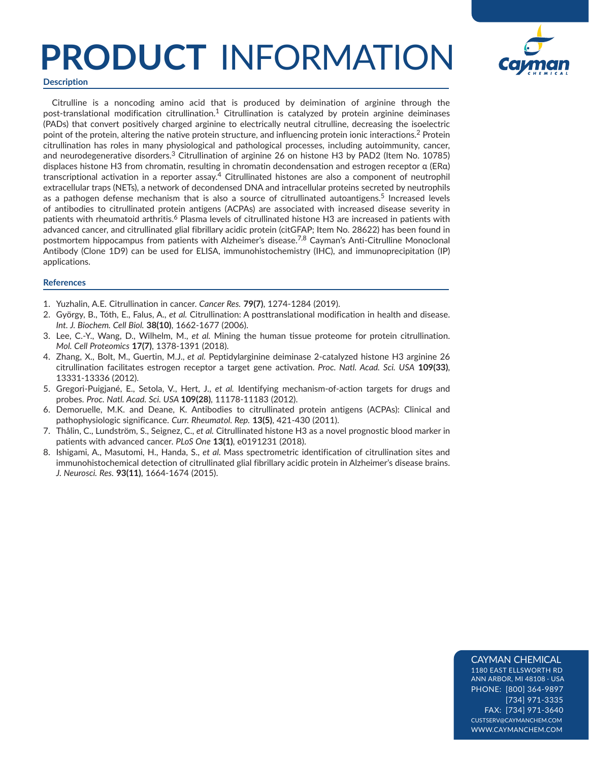# **PRODUCT** INFORMATION

### Description

Citrulline is a noncoding amino acid that is produced by deimination of arginine through the post-translational modification citrullination.[1] Citrullination is catalyzed by protein arginine deiminases (PADs) that convert positively charged arginine to electrically neutral citrulline, decreasing the isoelectric point of the protein, altering the native protein structure, and influencing protein ionic interactions.[2] Protein citrullination has roles in many physiological and pathological processes, including autoimmunity, cancer, and neurodegenerative disorders.[3] Citrullination of arginine 26 on histone H3 by PAD2 (Item No. 10785) displaces histone H3 from chromatin, resulting in chromatin decondensation and estrogen receptor α (ERα) transcriptional activation in a reporter assay.[4] Citrullinated histones are also a component of neutrophil extracellular traps (NETs), a network of decondensed DNA and intracellular proteins secreted by neutrophils as a pathogen defense mechanism that is also a source of citrullinated autoantigens.[5] Increased levels of antibodies to citrullinated protein antigens (ACPAs) are associated with increased disease severity in patients with rheumatoid arthritis.[6] Plasma levels of citrullinated histone H3 are increased in patients with advanced cancer, and citrullinated glial fibrillary acidic protein (citGFAP; Item No. 28622) has been found in postmortem hippocampus from patients with Alzheimer's disease.[7,8] Cayman's Anti-Citrulline Monoclonal Antibody (Clone 1D9) can be used for ELISA, immunohistochemistry (IHC), and immunoprecipitation (IP) applications.

### References

1. Yuzhalin, A.E. Citrullination in cancer. *Cancer Res.* **79(7)**, 1274-1284 (2019).
2. György, B., Tóth, E., Falus, A., *et al.* Citrullination: A posttranslational modification in health and disease. *Int. J. Biochem. Cell Biol.* **38(10)**, 1662-1677 (2006).
3. Lee, C.-Y., Wang, D., Wilhelm, M., *et al.* Mining the human tissue proteome for protein citrullination. *Mol. Cell Proteomics* **17(7)**, 1378-1391 (2018).
4. Zhang, X., Bolt, M., Guertin, M.J., *et al.* Peptidylarginine deiminase 2-catalyzed histone H3 arginine 26 citrullination facilitates estrogen receptor a target gene activation. *Proc. Natl. Acad. Sci. USA* **109(33)**, 13331-13336 (2012).
5. Gregori-Puigjané, E., Setola, V., Hert, J., *et al.* Identifying mechanism-of-action targets for drugs and probes. *Proc. Natl. Acad. Sci. USA* **109(28)**, 11178-11183 (2012).
6. Demoruelle, M.K. and Deane, K. Antibodies to citrullinated protein antigens (ACPAs): Clinical and pathophysiologic significance. *Curr. Rheumatol. Rep.* **13(5)**, 421-430 (2011).
7. Thålin, C., Lundström, S., Seignez, C., *et al.* Citrullinated histone H3 as a novel prognostic blood marker in patients with advanced cancer. *PLoS One* **13(1)**, e0191231 (2018).
8. Ishigami, A., Masutomi, H., Handa, S., *et al.* Mass spectrometric identification of citrullination sites and immunohistochemical detection of citrullinated glial fibrillary acidic protein in Alzheimer's disease brains. *J. Neurosci. Res.* **93(11)**, 1664-1674 (2015).

CAYMAN CHEMICAL
1180 EAST ELLSWORTH RD
ANN ARBOR, MI 48108 · USA
PHONE: [800] 364-9897
[734] 971-3335
FAX: [734] 971-3640
CUSTSERV@CAYMANCHEM.COM
WWW.CAYMANCHEM.COM